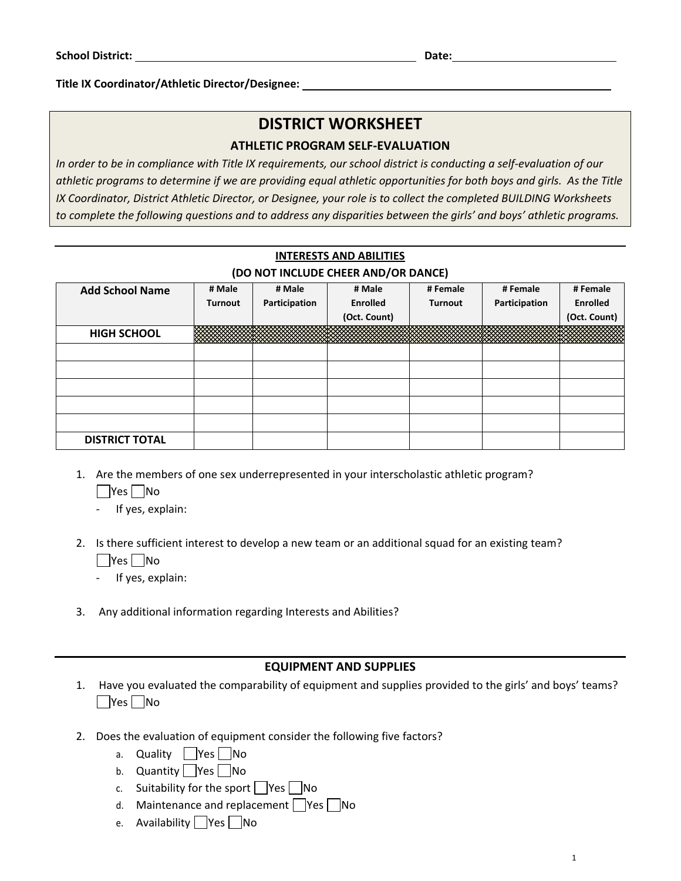**School District:** ______________________________ **Date:** ____________________

**Title IX Coordinator/Athletic Director/Designee:** ______________________________

# DISTRICT WORKSHEET

## ATHLETIC PROGRAM SELF-EVALUATION

*In order to be in compliance with Title IX requirements, our school district is conducting a self-evaluation of our athletic programs to determine if we are providing equal athletic opportunities for both boys and girls. As the Title IX Coordinator, District Athletic Director, or Designee, your role is to collect the completed BUILDING Worksheets to complete the following questions and to address any disparities between the girls' and boys' athletic programs.*

---

### INTERESTS AND ABILITIES
### (DO NOT INCLUDE CHEER AND/OR DANCE)

| Add School Name | # Male Turnout | # Male Participation | # Male Enrolled (Oct. Count) | # Female Turnout | # Female Participation | # Female Enrolled (Oct. Count) |
|---|---|---|---|---|---|---|
| **HIGH SCHOOL** | | | | | | |
| | | | | | | |
| | | | | | | |
| | | | | | | |
| | | | | | | |
| | | | | | | |
| **DISTRICT TOTAL** | | | | | | |

1. Are the members of one sex underrepresented in your interscholastic athletic program?
   ☐Yes ☐No
   - If yes, explain:

2. Is there sufficient interest to develop a new team or an additional squad for an existing team?
   ☐Yes ☐No
   - If yes, explain:

3. Any additional information regarding Interests and Abilities?

---

### EQUIPMENT AND SUPPLIES

1. Have you evaluated the comparability of equipment and supplies provided to the girls' and boys' teams?
   ☐Yes ☐No

2. Does the evaluation of equipment consider the following five factors?
   a. Quality ☐Yes ☐No
   b. Quantity ☐Yes ☐No
   c. Suitability for the sport ☐Yes ☐No
   d. Maintenance and replacement ☐Yes ☐No
   e. Availability ☐Yes ☐No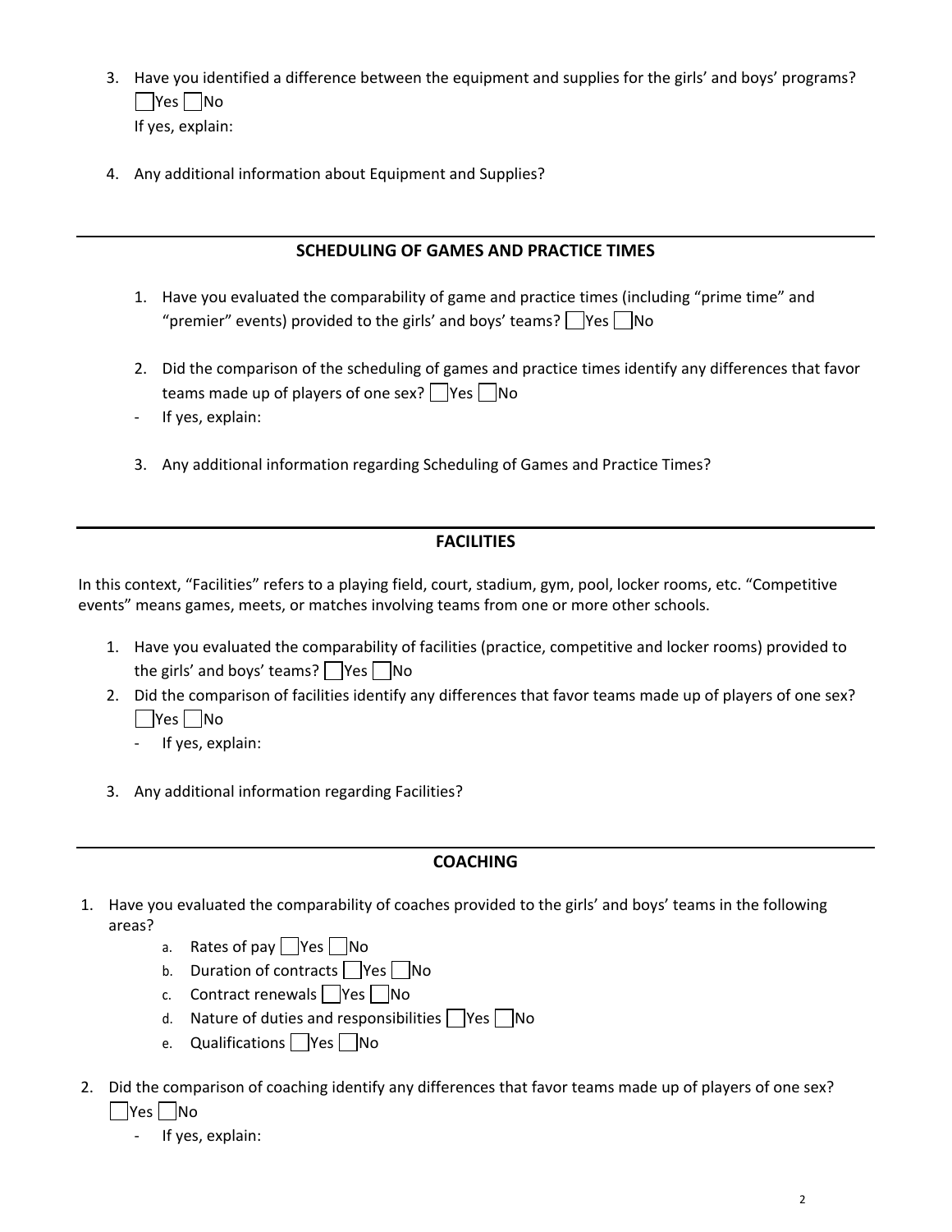3. Have you identified a difference between the equipment and supplies for the girls' and boys' programs? ☐ Yes ☐ No

   If yes, explain:

4. Any additional information about Equipment and Supplies?

---

## SCHEDULING OF GAMES AND PRACTICE TIMES

1. Have you evaluated the comparability of game and practice times (including "prime time" and "premier" events) provided to the girls' and boys' teams? ☐ Yes ☐ No

2. Did the comparison of the scheduling of games and practice times identify any differences that favor teams made up of players of one sex? ☐ Yes ☐ No

- If yes, explain:

3. Any additional information regarding Scheduling of Games and Practice Times?

---

## FACILITIES

In this context, "Facilities" refers to a playing field, court, stadium, gym, pool, locker rooms, etc. "Competitive events" means games, meets, or matches involving teams from one or more other schools.

1. Have you evaluated the comparability of facilities (practice, competitive and locker rooms) provided to the girls' and boys' teams? ☐ Yes ☐ No
2. Did the comparison of facilities identify any differences that favor teams made up of players of one sex? ☐ Yes ☐ No
   - If yes, explain:

3. Any additional information regarding Facilities?

---

## COACHING

1. Have you evaluated the comparability of coaches provided to the girls' and boys' teams in the following areas?
   a. Rates of pay ☐ Yes ☐ No
   b. Duration of contracts ☐ Yes ☐ No
   c. Contract renewals ☐ Yes ☐ No
   d. Nature of duties and responsibilities ☐ Yes ☐ No
   e. Qualifications ☐ Yes ☐ No

2. Did the comparison of coaching identify any differences that favor teams made up of players of one sex? ☐ Yes ☐ No
   - If yes, explain: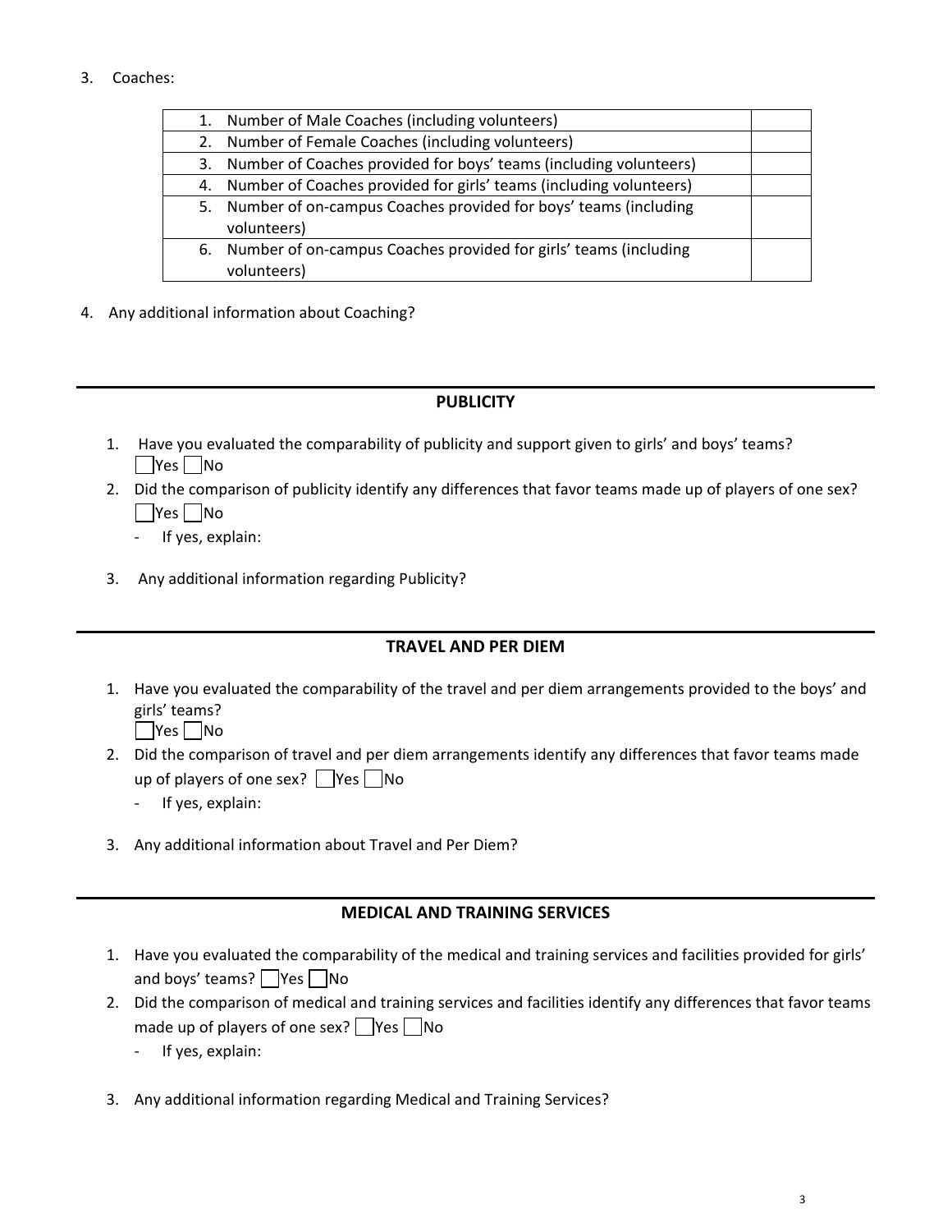3. Coaches:

| | |
|---|---|
| 1. Number of Male Coaches (including volunteers) | |
| 2. Number of Female Coaches (including volunteers) | |
| 3. Number of Coaches provided for boys' teams (including volunteers) | |
| 4. Number of Coaches provided for girls' teams (including volunteers) | |
| 5. Number of on-campus Coaches provided for boys' teams (including volunteers) | |
| 6. Number of on-campus Coaches provided for girls' teams (including volunteers) | |

4. Any additional information about Coaching?

## PUBLICITY

1. Have you evaluated the comparability of publicity and support given to girls' and boys' teams?
   ☐Yes ☐No
2. Did the comparison of publicity identify any differences that favor teams made up of players of one sex?
   ☐Yes ☐No
   - If yes, explain:
3. Any additional information regarding Publicity?

## TRAVEL AND PER DIEM

1. Have you evaluated the comparability of the travel and per diem arrangements provided to the boys' and girls' teams?
   ☐Yes ☐No
2. Did the comparison of travel and per diem arrangements identify any differences that favor teams made up of players of one sex? ☐Yes ☐No
   - If yes, explain:
3. Any additional information about Travel and Per Diem?

## MEDICAL AND TRAINING SERVICES

1. Have you evaluated the comparability of the medical and training services and facilities provided for girls' and boys' teams? ☐Yes ☐No
2. Did the comparison of medical and training services and facilities identify any differences that favor teams made up of players of one sex? ☐Yes ☐No
   - If yes, explain:
3. Any additional information regarding Medical and Training Services?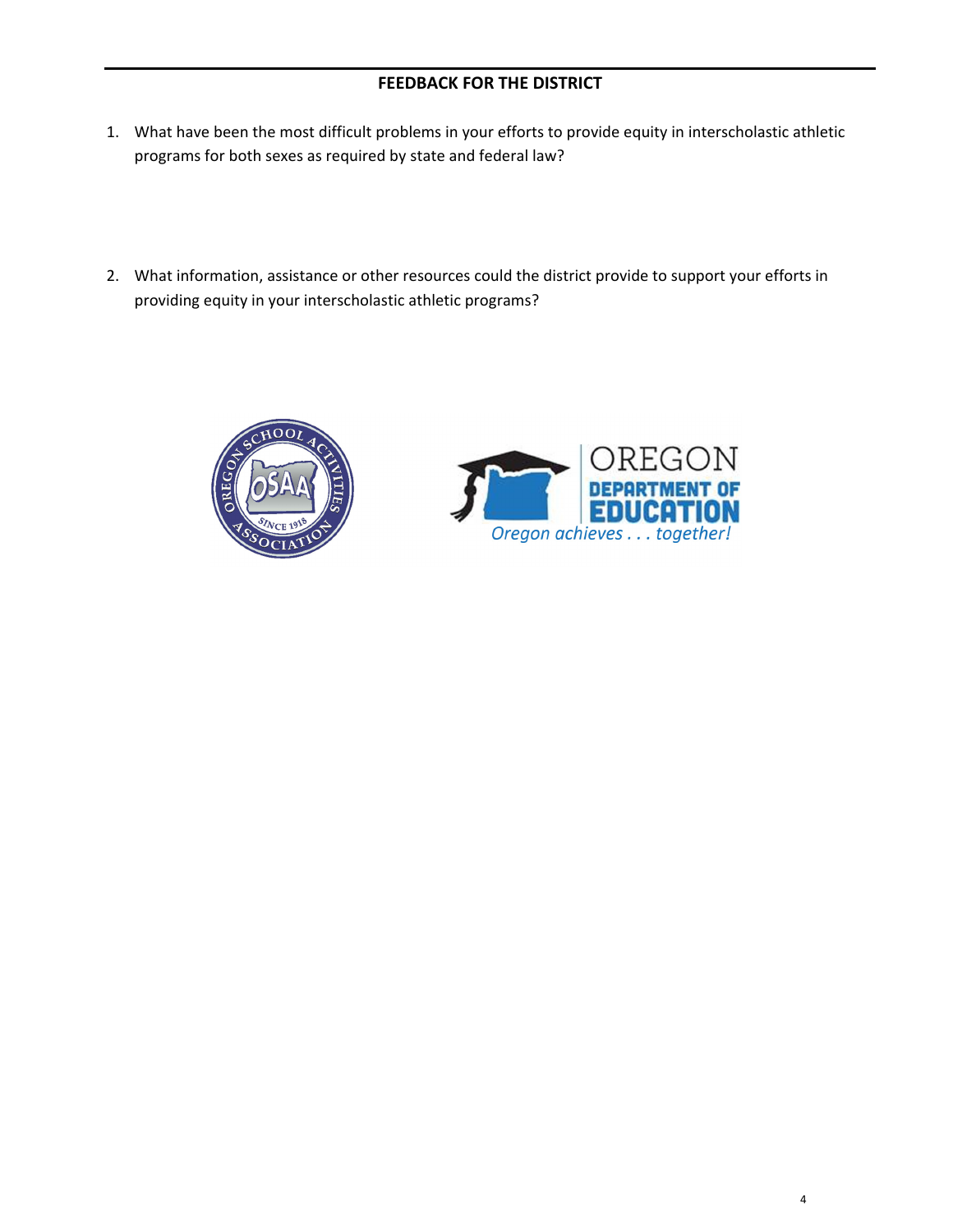## FEEDBACK FOR THE DISTRICT

1. What have been the most difficult problems in your efforts to provide equity in interscholastic athletic programs for both sexes as required by state and federal law?

2. What information, assistance or other resources could the district provide to support your efforts in providing equity in your interscholastic athletic programs?